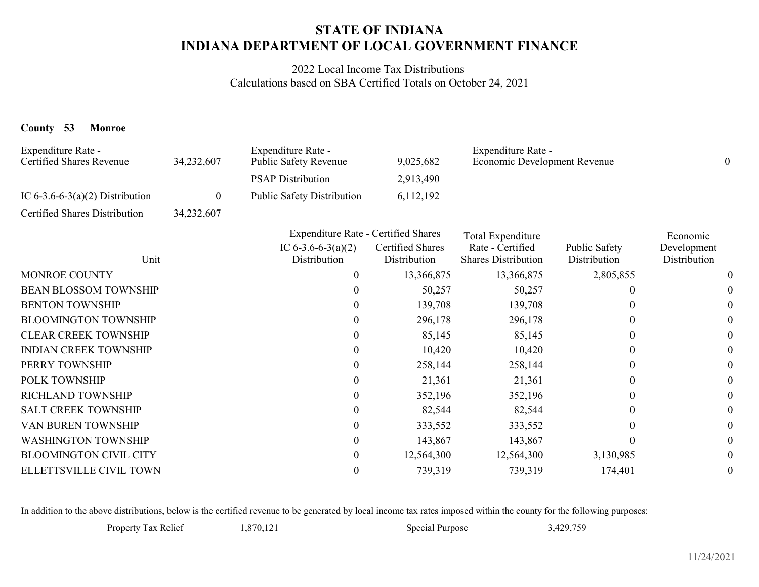# STATE OF INDIANA
# INDIANA DEPARTMENT OF LOCAL GOVERNMENT FINANCE

2022 Local Income Tax Distributions
Calculations based on SBA Certified Totals on October 24, 2021

**County 53 Monroe**

| | | | | | |
|---|---|---|---|---|---|
| Expenditure Rate - Certified Shares Revenue | 34,232,607 | Expenditure Rate - Public Safety Revenue | 9,025,682 | Expenditure Rate - Economic Development Revenue | 0 |
| | | PSAP Distribution | 2,913,490 | | |
| IC 6-3.6-6-3(a)(2) Distribution | 0 | Public Safety Distribution | 6,112,192 | | |
| Certified Shares Distribution | 34,232,607 | | | | |

| Unit | Expenditure Rate - Certified Shares | | Total Expenditure Rate - Certified Shares Distribution | Public Safety Distribution | Economic Development Distribution |
|---|---|---|---|---|---|
| | IC 6-3.6-6-3(a)(2) Distribution | Certified Shares Distribution | | | |
| MONROE COUNTY | 0 | 13,366,875 | 13,366,875 | 2,805,855 | 0 |
| BEAN BLOSSOM TOWNSHIP | 0 | 50,257 | 50,257 | 0 | 0 |
| BENTON TOWNSHIP | 0 | 139,708 | 139,708 | 0 | 0 |
| BLOOMINGTON TOWNSHIP | 0 | 296,178 | 296,178 | 0 | 0 |
| CLEAR CREEK TOWNSHIP | 0 | 85,145 | 85,145 | 0 | 0 |
| INDIAN CREEK TOWNSHIP | 0 | 10,420 | 10,420 | 0 | 0 |
| PERRY TOWNSHIP | 0 | 258,144 | 258,144 | 0 | 0 |
| POLK TOWNSHIP | 0 | 21,361 | 21,361 | 0 | 0 |
| RICHLAND TOWNSHIP | 0 | 352,196 | 352,196 | 0 | 0 |
| SALT CREEK TOWNSHIP | 0 | 82,544 | 82,544 | 0 | 0 |
| VAN BUREN TOWNSHIP | 0 | 333,552 | 333,552 | 0 | 0 |
| WASHINGTON TOWNSHIP | 0 | 143,867 | 143,867 | 0 | 0 |
| BLOOMINGTON CIVIL CITY | 0 | 12,564,300 | 12,564,300 | 3,130,985 | 0 |
| ELLETTSVILLE CIVIL TOWN | 0 | 739,319 | 739,319 | 174,401 | 0 |

In addition to the above distributions, below is the certified revenue to be generated by local income tax rates imposed within the county for the following purposes:

| | | | |
|---|---|---|---|
| Property Tax Relief | 1,870,121 | Special Purpose | 3,429,759 |

11/24/2021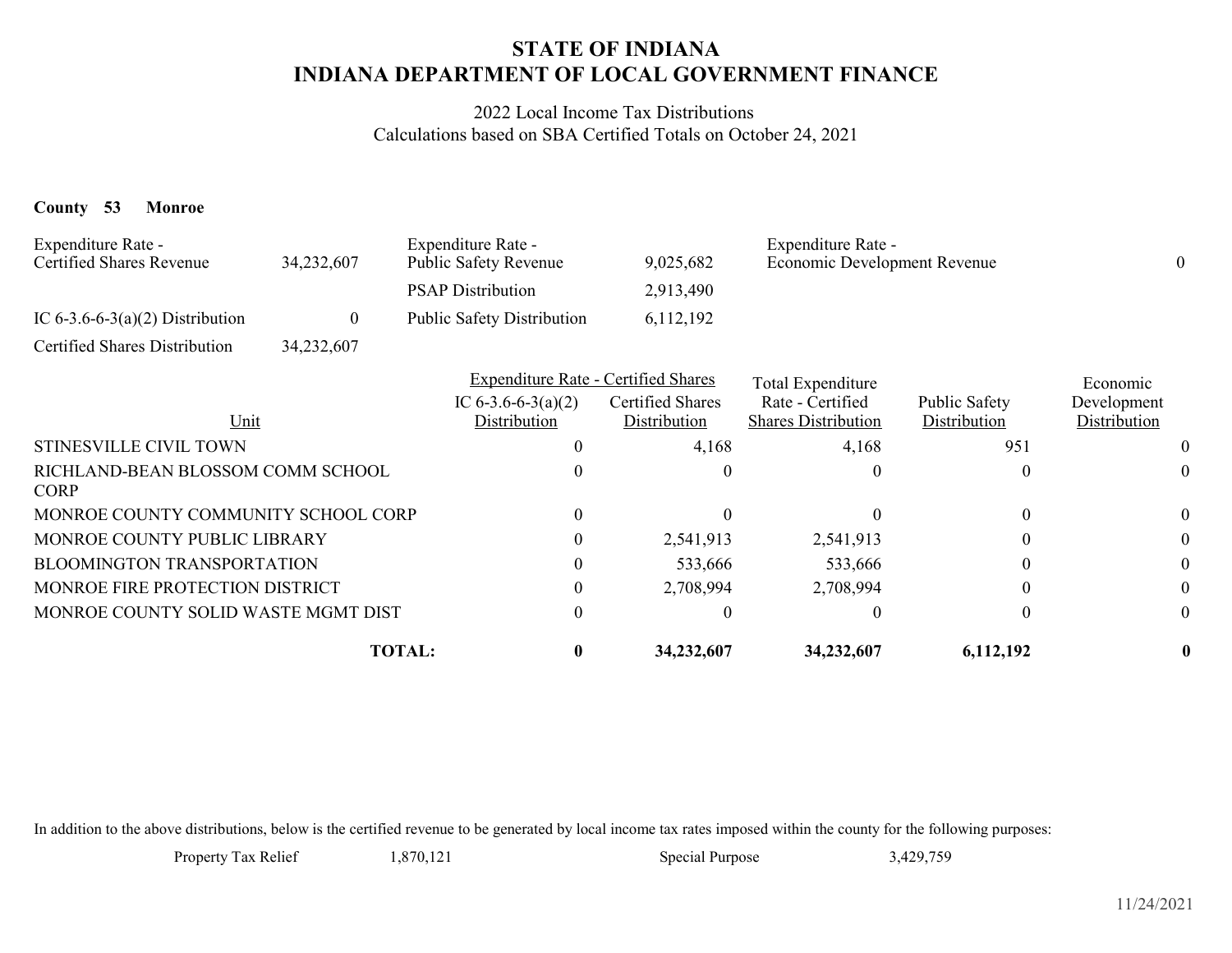# STATE OF INDIANA
# INDIANA DEPARTMENT OF LOCAL GOVERNMENT FINANCE

2022 Local Income Tax Distributions
Calculations based on SBA Certified Totals on October 24, 2021

**County 53 Monroe**

| | | | | | |
|---|---|---|---|---|---|
| Expenditure Rate - Certified Shares Revenue | 34,232,607 | Expenditure Rate - Public Safety Revenue | 9,025,682 | Expenditure Rate - Economic Development Revenue | 0 |
| | | PSAP Distribution | 2,913,490 | | |
| IC 6-3.6-6-3(a)(2) Distribution | 0 | Public Safety Distribution | 6,112,192 | | |
| Certified Shares Distribution | 34,232,607 | | | | |

| Unit | Expenditure Rate - Certified Shares IC 6-3.6-6-3(a)(2) Distribution | Expenditure Rate - Certified Shares Certified Shares Distribution | Total Expenditure Rate - Certified Shares Distribution | Public Safety Distribution | Economic Development Distribution |
|---|---|---|---|---|---|
| STINESVILLE CIVIL TOWN | 0 | 4,168 | 4,168 | 951 | 0 |
| RICHLAND-BEAN BLOSSOM COMM SCHOOL CORP | 0 | 0 | 0 | 0 | 0 |
| MONROE COUNTY COMMUNITY SCHOOL CORP | 0 | 0 | 0 | 0 | 0 |
| MONROE COUNTY PUBLIC LIBRARY | 0 | 2,541,913 | 2,541,913 | 0 | 0 |
| BLOOMINGTON TRANSPORTATION | 0 | 533,666 | 533,666 | 0 | 0 |
| MONROE FIRE PROTECTION DISTRICT | 0 | 2,708,994 | 2,708,994 | 0 | 0 |
| MONROE COUNTY SOLID WASTE MGMT DIST | 0 | 0 | 0 | 0 | 0 |
| **TOTAL:** | **0** | **34,232,607** | **34,232,607** | **6,112,192** | **0** |

In addition to the above distributions, below is the certified revenue to be generated by local income tax rates imposed within the county for the following purposes:

| | | | |
|---|---|---|---|
| Property Tax Relief | 1,870,121 | Special Purpose | 3,429,759 |

11/24/2021